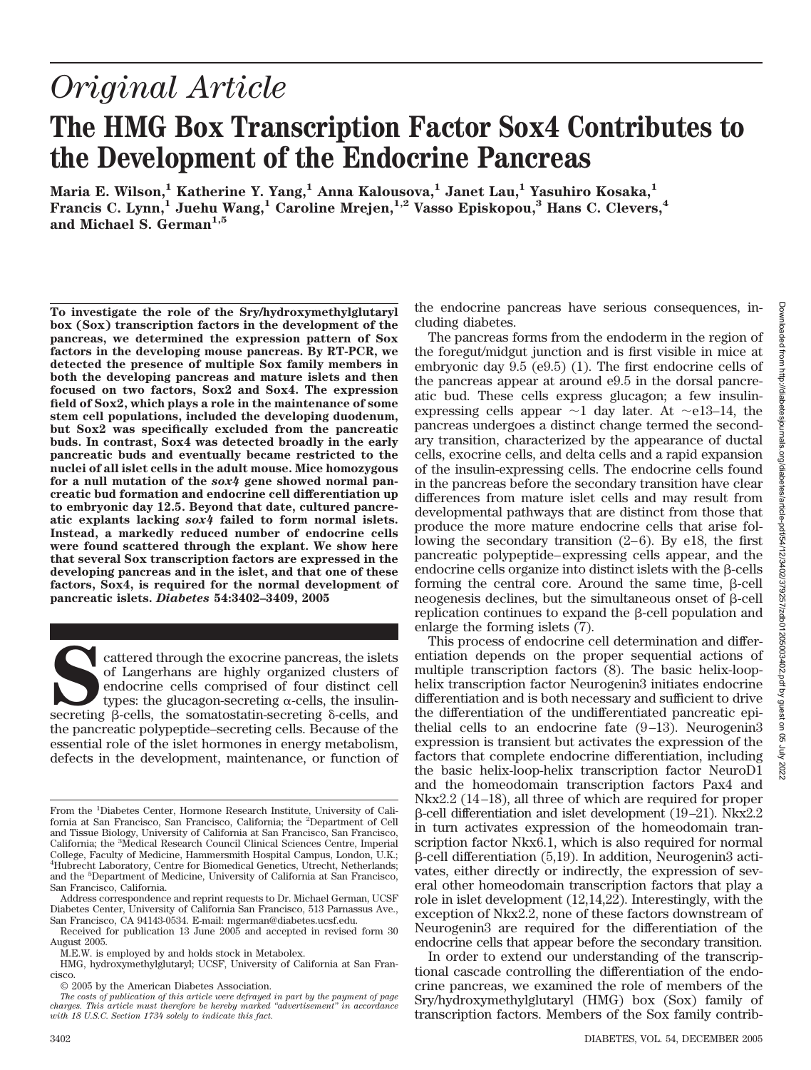# *Original Article*

# The HMG Box Transcription Factor Sox4 Contributes to the Development of the Endocrine Pancreas

**Maria E. Wilson,[1] Katherine Y. Yang,[1] Anna Kalousova,[1] Janet Lau,[1] Yasuhiro Kosaka,[1] Francis C. Lynn,[1] Juehu Wang,[1] Caroline Mrejen,[1,2] Vasso Episkopou,[3] Hans C. Clevers,[4] and Michael S. German[1,5]**

**To investigate the role of the Sry/hydroxymethylglutaryl box (Sox) transcription factors in the development of the pancreas, we determined the expression pattern of Sox factors in the developing mouse pancreas. By RT-PCR, we detected the presence of multiple Sox family members in both the developing pancreas and mature islets and then focused on two factors, Sox2 and Sox4. The expression field of Sox2, which plays a role in the maintenance of some stem cell populations, included the developing duodenum, but Sox2 was specifically excluded from the pancreatic buds. In contrast, Sox4 was detected broadly in the early pancreatic buds and eventually became restricted to the nuclei of all islet cells in the adult mouse. Mice homozygous for a null mutation of the *sox4* gene showed normal pancreatic bud formation and endocrine cell differentiation up to embryonic day 12.5. Beyond that date, cultured pancreatic explants lacking *sox4* failed to form normal islets. Instead, a markedly reduced number of endocrine cells were found scattered through the explant. We show here that several Sox transcription factors are expressed in the developing pancreas and in the islet, and that one of these factors, Sox4, is required for the normal development of pancreatic islets. *Diabetes* 54:3402–3409, 2005**

Scattered through the exocrine pancreas, the islets of Langerhans are highly organized clusters of endocrine cells comprised of four distinct cell types: the glucagon-secreting α-cells, the insulin-secreting β-cells, the somatostatin-secreting δ-cells, and the pancreatic polypeptide–secreting cells. Because of the essential role of the islet hormones in energy metabolism, defects in the development, maintenance, or function of the endocrine pancreas have serious consequences, including diabetes.

The pancreas forms from the endoderm in the region of the foregut/midgut junction and is first visible in mice at embryonic day 9.5 (e9.5) (1). The first endocrine cells of the pancreas appear at around e9.5 in the dorsal pancreatic bud. These cells express glucagon; a few insulin-expressing cells appear ~1 day later. At ~e13–14, the pancreas undergoes a distinct change termed the secondary transition, characterized by the appearance of ductal cells, exocrine cells, and delta cells and a rapid expansion of the insulin-expressing cells. The endocrine cells found in the pancreas before the secondary transition have clear differences from mature islet cells and may result from developmental pathways that are distinct from those that produce the more mature endocrine cells that arise following the secondary transition (2–6). By e18, the first pancreatic polypeptide–expressing cells appear, and the endocrine cells organize into distinct islets with the β-cells forming the central core. Around the same time, β-cell neogenesis declines, but the simultaneous onset of β-cell replication continues to expand the β-cell population and enlarge the forming islets (7).

This process of endocrine cell determination and differentiation depends on the proper sequential actions of multiple transcription factors (8). The basic helix-loop-helix transcription factor Neurogenin3 initiates endocrine differentiation and is both necessary and sufficient to drive the differentiation of the undifferentiated pancreatic epithelial cells to an endocrine fate (9–13). Neurogenin3 expression is transient but activates the expression of the factors that complete endocrine differentiation, including the basic helix-loop-helix transcription factor NeuroD1 and the homeodomain transcription factors Pax4 and Nkx2.2 (14–18), all three of which are required for proper β-cell differentiation and islet development (19–21). Nkx2.2 in turn activates expression of the homeodomain transcription factor Nkx6.1, which is also required for normal β-cell differentiation (5,19). In addition, Neurogenin3 activates, either directly or indirectly, the expression of several other homeodomain transcription factors that play a role in islet development (12,14,22). Interestingly, with the exception of Nkx2.2, none of these factors downstream of Neurogenin3 are required for the differentiation of the endocrine cells that appear before the secondary transition.

In order to extend our understanding of the transcriptional cascade controlling the differentiation of the endocrine pancreas, we examined the role of members of the Sry/hydroxymethylglutaryl (HMG) box (Sox) family of transcription factors. Members of the Sox family contrib-

---

From the [1]Diabetes Center, Hormone Research Institute, University of California at San Francisco, San Francisco, California; the [2]Department of Cell and Tissue Biology, University of California at San Francisco, San Francisco, California; the [3]Medical Research Council Clinical Sciences Centre, Imperial College, Faculty of Medicine, Hammersmith Hospital Campus, London, U.K.; [4]Hubrecht Laboratory, Centre for Biomedical Genetics, Utrecht, Netherlands; and the [5]Department of Medicine, University of California at San Francisco, San Francisco, California.

Address correspondence and reprint requests to Dr. Michael German, UCSF Diabetes Center, University of California San Francisco, 513 Parnassus Ave., San Francisco, CA 94143-0534. E-mail: mgerman@diabetes.ucsf.edu.

Received for publication 13 June 2005 and accepted in revised form 30 August 2005.

M.E.W. is employed by and holds stock in Metabolex.

HMG, hydroxymethylglutaryl; UCSF, University of California at San Francisco.

© 2005 by the American Diabetes Association.

*The costs of publication of this article were defrayed in part by the payment of page charges. This article must therefore be hereby marked "advertisement" in accordance with 18 U.S.C. Section 1734 solely to indicate this fact.*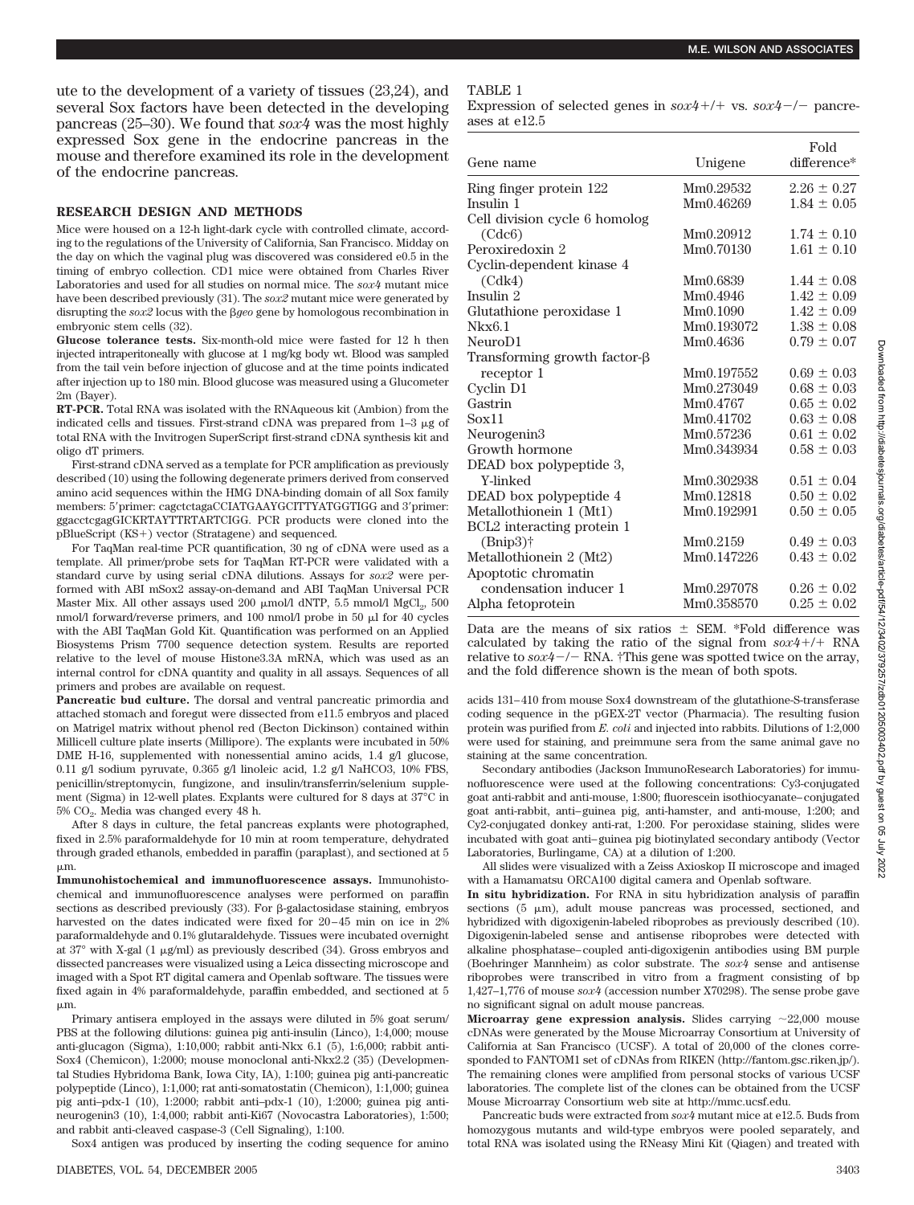ute to the development of a variety of tissues (23,24), and several Sox factors have been detected in the developing pancreas (25–30). We found that *sox4* was the most highly expressed Sox gene in the endocrine pancreas in the mouse and therefore examined its role in the development of the endocrine pancreas.

## RESEARCH DESIGN AND METHODS

Mice were housed on a 12-h light-dark cycle with controlled climate, according to the regulations of the University of California, San Francisco. Midday on the day on which the vaginal plug was discovered was considered e0.5 in the timing of embryo collection. CD1 mice were obtained from Charles River Laboratories and used for all studies on normal mice. The *sox4* mutant mice have been described previously (31). The *sox2* mutant mice were generated by disrupting the *sox2* locus with the β*geo* gene by homologous recombination in embryonic stem cells (32).

**Glucose tolerance tests.** Six-month-old mice were fasted for 12 h then injected intraperitoneally with glucose at 1 mg/kg body wt. Blood was sampled from the tail vein before injection of glucose and at the time points indicated after injection up to 180 min. Blood glucose was measured using a Glucometer 2m (Bayer).

**RT-PCR.** Total RNA was isolated with the RNAqueous kit (Ambion) from the indicated cells and tissues. First-strand cDNA was prepared from 1–3 μg of total RNA with the Invitrogen SuperScript first-strand cDNA synthesis kit and oligo dT primers.

First-strand cDNA served as a template for PCR amplification as previously described (10) using the following degenerate primers derived from conserved amino acid sequences within the HMG DNA-binding domain of all Sox family members: 5′primer: cagctctagaCCIATGAAYGCITTYATGGTIGG and 3′primer: ggacctcgagGICKRTAYTTRTARTCIGG. PCR products were cloned into the pBlueScript (KS+) vector (Stratagene) and sequenced.

For TaqMan real-time PCR quantification, 30 ng of cDNA were used as a template. All primer/probe sets for TaqMan RT-PCR were validated with a standard curve by using serial cDNA dilutions. Assays for *sox2* were performed with ABI mSox2 assay-on-demand and ABI TaqMan Universal PCR Master Mix. All other assays used 200 μmol/l dNTP, 5.5 mmol/l $MgCl_2$, 500 nmol/l forward/reverse primers, and 100 nmol/l probe in 50 μl for 40 cycles with the ABI TaqMan Gold Kit. Quantification was performed on an Applied Biosystems Prism 7700 sequence detection system. Results are reported relative to the level of mouse Histone3.3A mRNA, which was used as an internal control for cDNA quantity and quality in all assays. Sequences of all primers and probes are available on request.

**Pancreatic bud culture.** The dorsal and ventral pancreatic primordia and attached stomach and foregut were dissected from e11.5 embryos and placed on Matrigel matrix without phenol red (Becton Dickinson) contained within Millicell culture plate inserts (Millipore). The explants were incubated in 50% DME H-16, supplemented with nonessential amino acids, 1.4 g/l glucose, 0.11 g/l sodium pyruvate, 0.365 g/l linoleic acid, 1.2 g/l $NaHCO_3$, 10% FBS, penicillin/streptomycin, fungizone, and insulin/transferrin/selenium supplement (Sigma) in 12-well plates. Explants were cultured for 8 days at 37°C in 5% $CO_2$. Media was changed every 48 h.

After 8 days in culture, the fetal pancreas explants were photographed, fixed in 2.5% paraformaldehyde for 10 min at room temperature, dehydrated through graded ethanols, embedded in paraffin (paraplast), and sectioned at 5 μm.

**Immunohistochemical and immunofluorescence assays.** Immunohistochemical and immunofluorescence analyses were performed on paraffin sections as described previously (33). For β-galactosidase staining, embryos harvested on the dates indicated were fixed for 20–45 min on ice in 2% paraformaldehyde and 0.1% glutaraldehyde. Tissues were incubated overnight at 37° with X-gal (1 μg/ml) as previously described (34). Gross embryos and dissected pancreases were visualized using a Leica dissecting microscope and imaged with a Spot RT digital camera and Openlab software. The tissues were fixed again in 4% paraformaldehyde, paraffin embedded, and sectioned at 5 μm.

Primary antisera employed in the assays were diluted in 5% goat serum/PBS at the following dilutions: guinea pig anti-insulin (Linco), 1:4,000; mouse anti-glucagon (Sigma), 1:10,000; rabbit anti-Nkx 6.1 (5), 1:6,000; rabbit anti-Sox4 (Chemicon), 1:2000; mouse monoclonal anti-Nkx2.2 (35) (Developmental Studies Hybridoma Bank, Iowa City, IA), 1:100; guinea pig anti-pancreatic polypeptide (Linco), 1:1,000; rat anti-somatostatin (Chemicon), 1:1,000; guinea pig anti–pdx-1 (10), 1:2000; rabbit anti–pdx-1 (10), 1:2000; guinea pig anti-neurogenin3 (10), 1:4,000; rabbit anti-Ki67 (Novocastra Laboratories), 1:500; and rabbit anti-cleaved caspase-3 (Cell Signaling), 1:100.

Sox4 antigen was produced by inserting the coding sequence for amino acids 131–410 from mouse Sox4 downstream of the glutathione-S-transferase coding sequence in the pGEX-2T vector (Pharmacia). The resulting fusion protein was purified from *E. coli* and injected into rabbits. Dilutions of 1:2,000 were used for staining, and preimmune sera from the same animal gave no staining at the same concentration.

Secondary antibodies (Jackson ImmunoResearch Laboratories) for immunofluorescence were used at the following concentrations: Cy3-conjugated goat anti-rabbit and anti-mouse, 1:800; fluorescein isothiocyanate–conjugated goat anti-rabbit, anti–guinea pig, anti-hamster, and anti-mouse, 1:200; and Cy2-conjugated donkey anti-rat, 1:200. For peroxidase staining, slides were incubated with goat anti–guinea pig biotinylated secondary antibody (Vector Laboratories, Burlingame, CA) at a dilution of 1:200.

All slides were visualized with a Zeiss Axioskop II microscope and imaged with a Hamamatsu ORCA100 digital camera and Openlab software.

**In situ hybridization.** For RNA in situ hybridization analysis of paraffin sections (5 μm), adult mouse pancreas was processed, sectioned, and hybridized with digoxigenin-labeled riboprobes as previously described (10). Digoxigenin-labeled sense and antisense riboprobes were detected with alkaline phosphatase–coupled anti-digoxigenin antibodies using BM purple (Boehringer Mannheim) as color substrate. The *sox4* sense and antisense riboprobes were transcribed in vitro from a fragment consisting of bp 1,427–1,776 of mouse *sox4* (accession number X70298). The sense probe gave no significant signal on adult mouse pancreas.

**Microarray gene expression analysis.** Slides carrying ~22,000 mouse cDNAs were generated by the Mouse Microarray Consortium at University of California at San Francisco (UCSF). A total of 20,000 of the clones corresponded to FANTOM1 set of cDNAs from RIKEN (http://fantom.gsc.riken.jp/). The remaining clones were amplified from personal stocks of various UCSF laboratories. The complete list of the clones can be obtained from the UCSF Mouse Microarray Consortium web site at http://mmc.ucsf.edu.

Pancreatic buds were extracted from *sox4* mutant mice at e12.5. Buds from homozygous mutants and wild-type embryos were pooled separately, and total RNA was isolated using the RNeasy Mini Kit (Qiagen) and treated with

TABLE 1
Expression of selected genes in *sox4*+/+ vs. *sox4*−/− pancreases at e12.5

| Gene name | Unigene | Fold difference* |
|---|---|---|
| Ring finger protein 122 | Mm0.29532 | 2.26 ± 0.27 |
| Insulin 1 | Mm0.46269 | 1.84 ± 0.05 |
| Cell division cycle 6 homolog (Cdc6) | Mm0.20912 | 1.74 ± 0.10 |
| Peroxiredoxin 2 | Mm0.70130 | 1.61 ± 0.10 |
| Cyclin-dependent kinase 4 (Cdk4) | Mm0.6839 | 1.44 ± 0.08 |
| Insulin 2 | Mm0.4946 | 1.42 ± 0.09 |
| Glutathione peroxidase 1 | Mm0.1090 | 1.42 ± 0.09 |
| Nkx6.1 | Mm0.193072 | 1.38 ± 0.08 |
| NeuroD1 | Mm0.4636 | 0.79 ± 0.07 |
| Transforming growth factor-β receptor 1 | Mm0.197552 | 0.69 ± 0.03 |
| Cyclin D1 | Mm0.273049 | 0.68 ± 0.03 |
| Gastrin | Mm0.4767 | 0.65 ± 0.02 |
| Sox11 | Mm0.41702 | 0.63 ± 0.08 |
| Neurogenin3 | Mm0.57236 | 0.61 ± 0.02 |
| Growth hormone | Mm0.343934 | 0.58 ± 0.03 |
| DEAD box polypeptide 3, Y-linked | Mm0.302938 | 0.51 ± 0.04 |
| DEAD box polypeptide 4 | Mm0.12818 | 0.50 ± 0.02 |
| Metallothionein 1 (Mt1) | Mm0.192991 | 0.50 ± 0.05 |
| BCL2 interacting protein 1 (Bnip3)† | Mm0.2159 | 0.49 ± 0.03 |
| Metallothionein 2 (Mt2) | Mm0.147226 | 0.43 ± 0.02 |
| Apoptotic chromatin condensation inducer 1 | Mm0.297078 | 0.26 ± 0.02 |
| Alpha fetoprotein | Mm0.358570 | 0.25 ± 0.02 |

Data are the means of six ratios ± SEM. *Fold difference was calculated by taking the ratio of the signal from *sox4*+/+ RNA relative to *sox4*−/− RNA. †This gene was spotted twice on the array, and the fold difference shown is the mean of both spots.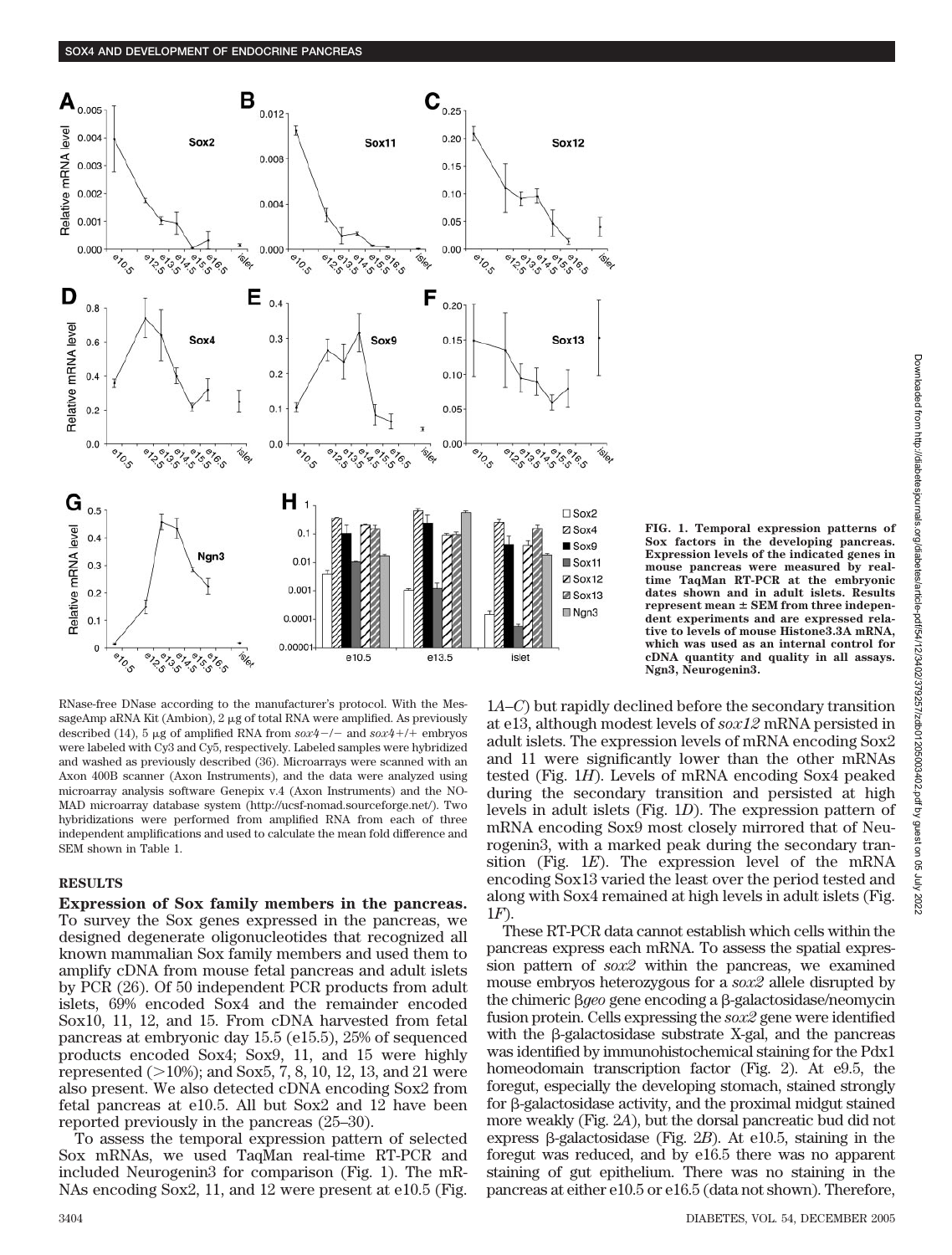FIG. 1. Temporal expression patterns of Sox factors in the developing pancreas. Expression levels of the indicated genes in mouse pancreas were measured by real-time TaqMan RT-PCR at the embryonic dates shown and in adult islets. Results represent mean ± SEM from three independent experiments and are expressed relative to levels of mouse Histone3.3A mRNA, which was used as an internal control for cDNA quantity and quality in all assays. Ngn3, Neurogenin3.

RNase-free DNase according to the manufacturer's protocol. With the MessageAmp aRNA Kit (Ambion), 2 μg of total RNA were amplified. As previously described (14), 5 μg of amplified RNA from *sox4−/−* and *sox4+/+* embryos were labeled with Cy3 and Cy5, respectively. Labeled samples were hybridized and washed as previously described (36). Microarrays were scanned with an Axon 400B scanner (Axon Instruments), and the data were analyzed using microarray analysis software Genepix v.4 (Axon Instruments) and the NOMAD microarray database system (http://ucsf-nomad.sourceforge.net/). Two hybridizations were performed from amplified RNA from each of three independent amplifications and used to calculate the mean fold difference and SEM shown in Table 1.

## RESULTS

**Expression of Sox family members in the pancreas.** To survey the Sox genes expressed in the pancreas, we designed degenerate oligonucleotides that recognized all known mammalian Sox family members and used them to amplify cDNA from mouse fetal pancreas and adult islets by PCR (26). Of 50 independent PCR products from adult islets, 69% encoded Sox4 and the remainder encoded Sox10, 11, 12, and 15. From cDNA harvested from fetal pancreas at embryonic day 15.5 (e15.5), 25% of sequenced products encoded Sox4; Sox9, 11, and 15 were highly represented (>10%); and Sox5, 7, 8, 10, 12, 13, and 21 were also present. We also detected cDNA encoding Sox2 from fetal pancreas at e10.5. All but Sox2 and 12 have been reported previously in the pancreas (25–30).

To assess the temporal expression pattern of selected Sox mRNAs, we used TaqMan real-time RT-PCR and included Neurogenin3 for comparison (Fig. 1). The mRNAs encoding Sox2, 11, and 12 were present at e10.5 (Fig. 1*A*–*C*) but rapidly declined before the secondary transition at e13, although modest levels of *sox12* mRNA persisted in adult islets. The expression levels of mRNA encoding Sox2 and 11 were significantly lower than the other mRNAs tested (Fig. 1*H*). Levels of mRNA encoding Sox4 peaked during the secondary transition and persisted at high levels in adult islets (Fig. 1*D*). The expression pattern of mRNA encoding Sox9 most closely mirrored that of Neurogenin3, with a marked peak during the secondary transition (Fig. 1*E*). The expression level of the mRNA encoding Sox13 varied the least over the period tested and along with Sox4 remained at high levels in adult islets (Fig. 1*F*).

These RT-PCR data cannot establish which cells within the pancreas express each mRNA. To assess the spatial expression pattern of *sox2* within the pancreas, we examined mouse embryos heterozygous for a *sox2* allele disrupted by the chimeric β*geo* gene encoding a β-galactosidase/neomycin fusion protein. Cells expressing the *sox2* gene were identified with the β-galactosidase substrate X-gal, and the pancreas was identified by immunohistochemical staining for the Pdx1 homeodomain transcription factor (Fig. 2). At e9.5, the foregut, especially the developing stomach, stained strongly for β-galactosidase activity, and the proximal midgut stained more weakly (Fig. 2*A*), but the dorsal pancreatic bud did not express β-galactosidase (Fig. 2*B*). At e10.5, staining in the foregut was reduced, and by e16.5 there was no apparent staining of gut epithelium. There was no staining in the pancreas at either e10.5 or e16.5 (data not shown). Therefore,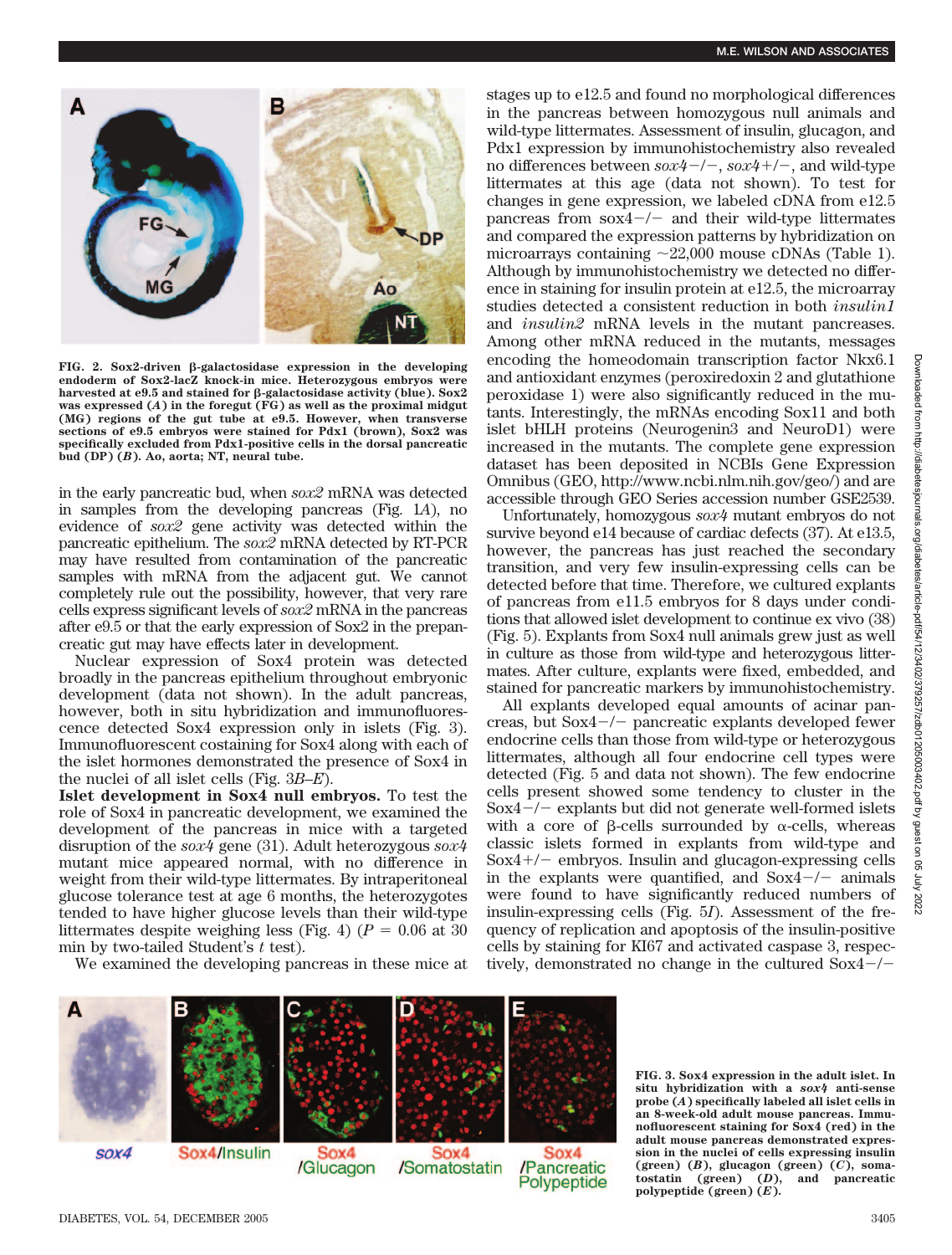FIG. 2. Sox2-driven β-galactosidase expression in the developing endoderm of Sox2-lacZ knock-in mice. Heterozygous embryos were harvested at e9.5 and stained for β-galactosidase activity (blue). Sox2 was expressed (*A*) in the foregut (FG) as well as the proximal midgut (MG) regions of the gut tube at e9.5. However, when transverse sections of e9.5 embryos were stained for Pdx1 (brown), Sox2 was specifically excluded from Pdx1-positive cells in the dorsal pancreatic bud (DP) (*B*). Ao, aorta; NT, neural tube.

in the early pancreatic bud, when *sox2* mRNA was detected in samples from the developing pancreas (Fig. 1*A*), no evidence of *sox2* gene activity was detected within the pancreatic epithelium. The *sox2* mRNA detected by RT-PCR may have resulted from contamination of the pancreatic samples with mRNA from the adjacent gut. We cannot completely rule out the possibility, however, that very rare cells express significant levels of *sox2* mRNA in the pancreas after e9.5 or that the early expression of Sox2 in the prepancreatic gut may have effects later in development.

Nuclear expression of Sox4 protein was detected broadly in the pancreas epithelium throughout embryonic development (data not shown). In the adult pancreas, however, both in situ hybridization and immunofluorescence detected Sox4 expression only in islets (Fig. 3). Immunofluorescent costaining for Sox4 along with each of the islet hormones demonstrated the presence of Sox4 in the nuclei of all islet cells (Fig. 3*B–E*).

**Islet development in Sox4 null embryos.** To test the role of Sox4 in pancreatic development, we examined the development of the pancreas in mice with a targeted disruption of the *sox4* gene (31). Adult heterozygous *sox4* mutant mice appeared normal, with no difference in weight from their wild-type littermates. By intraperitoneal glucose tolerance test at age 6 months, the heterozygotes tended to have higher glucose levels than their wild-type littermates despite weighing less (Fig. 4) ($P = 0.06$ at 30 min by two-tailed Student's *t* test).

We examined the developing pancreas in these mice at stages up to e12.5 and found no morphological differences in the pancreas between homozygous null animals and wild-type littermates. Assessment of insulin, glucagon, and Pdx1 expression by immunohistochemistry also revealed no differences between *sox4−/−*, *sox4+/−*, and wild-type littermates at this age (data not shown). To test for changes in gene expression, we labeled cDNA from e12.5 pancreas from sox4−/− and their wild-type littermates and compared the expression patterns by hybridization on microarrays containing ~22,000 mouse cDNAs (Table 1). Although by immunohistochemistry we detected no difference in staining for insulin protein at e12.5, the microarray studies detected a consistent reduction in both *insulin1* and *insulin2* mRNA levels in the mutant pancreases. Among other mRNA reduced in the mutants, messages encoding the homeodomain transcription factor Nkx6.1 and antioxidant enzymes (peroxiredoxin 2 and glutathione peroxidase 1) were also significantly reduced in the mutants. Interestingly, the mRNAs encoding Sox11 and both islet bHLH proteins (Neurogenin3 and NeuroD1) were increased in the mutants. The complete gene expression dataset has been deposited in NCBIs Gene Expression Omnibus (GEO, http://www.ncbi.nlm.nih.gov/geo/) and are accessible through GEO Series accession number GSE2539.

Unfortunately, homozygous *sox4* mutant embryos do not survive beyond e14 because of cardiac defects (37). At e13.5, however, the pancreas has just reached the secondary transition, and very few insulin-expressing cells can be detected before that time. Therefore, we cultured explants of pancreas from e11.5 embryos for 8 days under conditions that allowed islet development to continue ex vivo (38) (Fig. 5). Explants from Sox4 null animals grew just as well in culture as those from wild-type and heterozygous littermates. After culture, explants were fixed, embedded, and stained for pancreatic markers by immunohistochemistry.

All explants developed equal amounts of acinar pancreas, but Sox4−/− pancreatic explants developed fewer endocrine cells than those from wild-type or heterozygous littermates, although all four endocrine cell types were detected (Fig. 5 and data not shown). The few endocrine cells present showed some tendency to cluster in the Sox4−/− explants but did not generate well-formed islets with a core of β-cells surrounded by α-cells, whereas classic islets formed in explants from wild-type and Sox4+/− embryos. Insulin and glucagon-expressing cells in the explants were quantified, and Sox4−/− animals were found to have significantly reduced numbers of insulin-expressing cells (Fig. 5*I*). Assessment of the frequency of replication and apoptosis of the insulin-positive cells by staining for KI67 and activated caspase 3, respectively, demonstrated no change in the cultured Sox4−/−

FIG. 3. Sox4 expression in the adult islet. In situ hybridization with a *sox4* anti-sense probe (*A*) specifically labeled all islet cells in an 8-week-old adult mouse pancreas. Immunofluorescent staining for Sox4 (red) in the adult mouse pancreas demonstrated expression in the nuclei of cells expressing insulin (green) (*B*), glucagon (green) (*C*), somatostatin (green) (*D*), and pancreatic polypeptide (green) (*E*).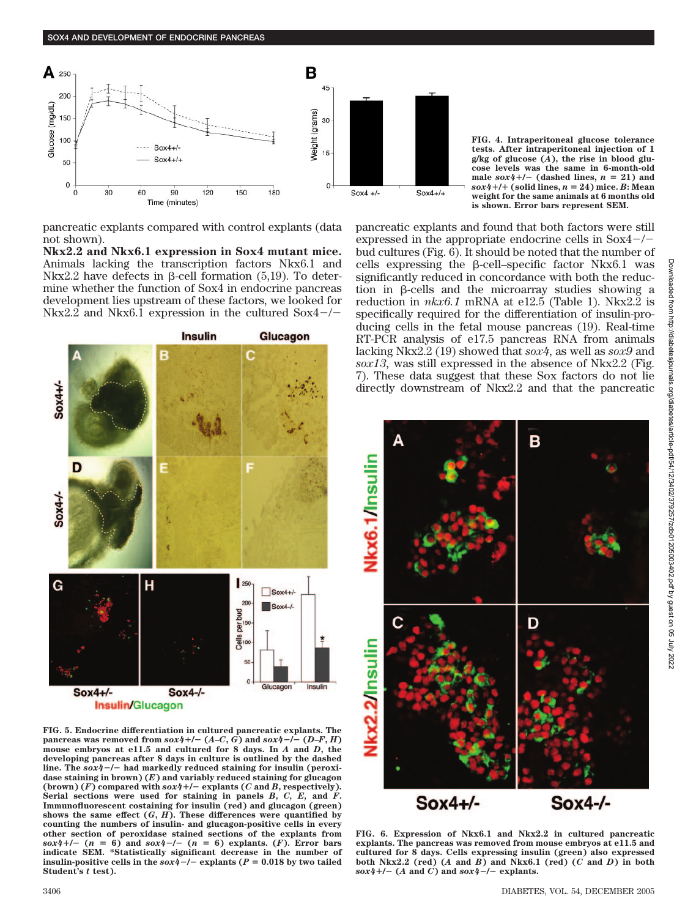FIG. 4. Intraperitoneal glucose tolerance tests. After intraperitoneal injection of 1 g/kg of glucose (*A*), the rise in blood glucose levels was the same in 6-month-old male *sox4*+/− (dashed lines, *n* = 21) and *sox4*+/+ (solid lines, *n* = 24) mice. *B*: Mean weight for the same animals at 6 months old is shown. Error bars represent SEM.

pancreatic explants compared with control explants (data not shown).

**Nkx2.2 and Nkx6.1 expression in Sox4 mutant mice.** Animals lacking the transcription factors Nkx6.1 and Nkx2.2 have defects in β-cell formation (5,19). To determine whether the function of Sox4 in endocrine pancreas development lies upstream of these factors, we looked for Nkx2.2 and Nkx6.1 expression in the cultured Sox4−/− pancreatic explants and found that both factors were still expressed in the appropriate endocrine cells in Sox4−/− bud cultures (Fig. 6). It should be noted that the number of cells expressing the β-cell–specific factor Nkx6.1 was significantly reduced in concordance with both the reduction in β-cells and the microarray studies showing a reduction in *nkx6.1* mRNA at e12.5 (Table 1). Nkx2.2 is specifically required for the differentiation of insulin-producing cells in the fetal mouse pancreas (19). Real-time RT-PCR analysis of e17.5 pancreas RNA from animals lacking Nkx2.2 (19) showed that *sox4*, as well as *sox9* and *sox13*, was still expressed in the absence of Nkx2.2 (Fig. 7). These data suggest that these Sox factors do not lie directly downstream of Nkx2.2 and that the pancreatic

FIG. 5. Endocrine differentiation in cultured pancreatic explants. The pancreas was removed from *sox4*+/− (*A*–*C*, *G*) and *sox4*−/− (*D*–*F*, *H*) mouse embryos at e11.5 and cultured for 8 days. In *A* and *D*, the developing pancreas after 8 days in culture is outlined by the dashed line. The *sox4*−/− had markedly reduced staining for insulin (peroxidase staining in brown) (*E*) and variably reduced staining for glucagon (brown) (*F*) compared with *sox4*+/− explants (*C* and *B*, respectively). Serial sections were used for staining in panels *B*, *C*, *E*, and *F*. Immunofluorescent costaining for insulin (red) and glucagon (green) shows the same effect (*G*, *H*). These differences were quantified by counting the numbers of insulin- and glucagon-positive cells in every other section of peroxidase stained sections of the explants from *sox4*+/− (*n* = 6) and *sox4*−/− (*n* = 6) explants. Error bars indicate SEM. *Statistically significant decrease in the number of insulin-positive cells in the *sox4*−/− explants (*P* = 0.018 by two tailed Student's *t* test).

FIG. 6. Expression of Nkx6.1 and Nkx2.2 in cultured pancreatic explants. The pancreas was removed from mouse embryos at e11.5 and cultured for 8 days. Cells expressing insulin (green) also expressed both Nkx2.2 (red) (*A* and *B*) and Nkx6.1 (red) (*C* and *D*) in both *sox4*+/− (*A* and *C*) and *sox4*−/− explants.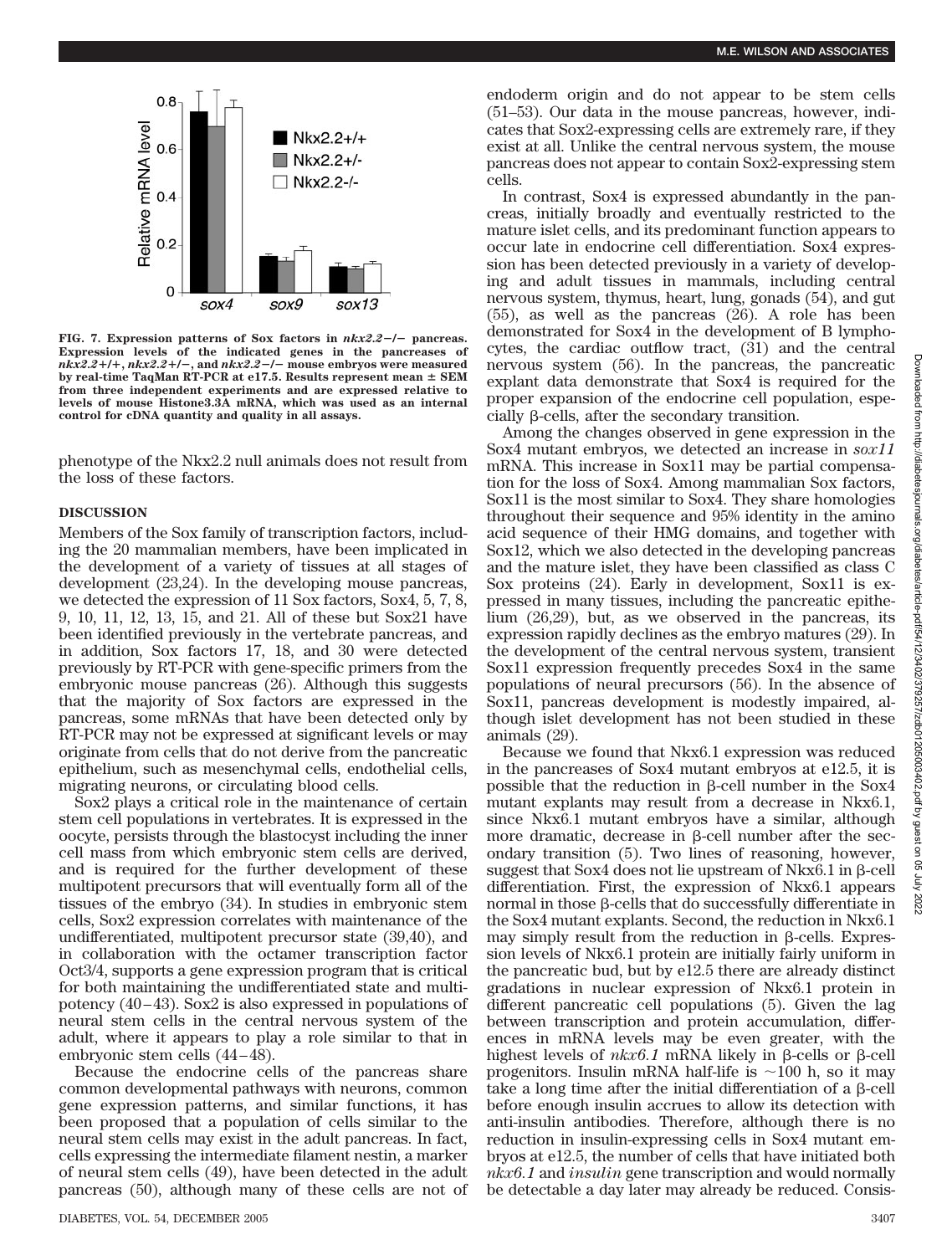**FIG. 7. Expression patterns of Sox factors in** ***nkx2.2−/−*** **pancreas. Expression levels of the indicated genes in the pancreases of** ***nkx2.2+/+*****,** ***nkx2.2+/−*****, and** ***nkx2.2−/−*** **mouse embryos were measured by real-time TaqMan RT-PCR at e17.5. Results represent mean ± SEM from three independent experiments and are expressed relative to levels of mouse Histone3.3A mRNA, which was used as an internal control for cDNA quantity and quality in all assays.**

phenotype of the Nkx2.2 null animals does not result from the loss of these factors.

## DISCUSSION

Members of the Sox family of transcription factors, including the 20 mammalian members, have been implicated in the development of a variety of tissues at all stages of development (23,24). In the developing mouse pancreas, we detected the expression of 11 Sox factors, Sox4, 5, 7, 8, 9, 10, 11, 12, 13, 15, and 21. All of these but Sox21 have been identified previously in the vertebrate pancreas, and in addition, Sox factors 17, 18, and 30 were detected previously by RT-PCR with gene-specific primers from the embryonic mouse pancreas (26). Although this suggests that the majority of Sox factors are expressed in the pancreas, some mRNAs that have been detected only by RT-PCR may not be expressed at significant levels or may originate from cells that do not derive from the pancreatic epithelium, such as mesenchymal cells, endothelial cells, migrating neurons, or circulating blood cells.

Sox2 plays a critical role in the maintenance of certain stem cell populations in vertebrates. It is expressed in the oocyte, persists through the blastocyst including the inner cell mass from which embryonic stem cells are derived, and is required for the further development of these multipotent precursors that will eventually form all of the tissues of the embryo (34). In studies in embryonic stem cells, Sox2 expression correlates with maintenance of the undifferentiated, multipotent precursor state (39,40), and in collaboration with the octamer transcription factor Oct3/4, supports a gene expression program that is critical for both maintaining the undifferentiated state and multipotency (40–43). Sox2 is also expressed in populations of neural stem cells in the central nervous system of the adult, where it appears to play a role similar to that in embryonic stem cells (44–48).

Because the endocrine cells of the pancreas share common developmental pathways with neurons, common gene expression patterns, and similar functions, it has been proposed that a population of cells similar to the neural stem cells may exist in the adult pancreas. In fact, cells expressing the intermediate filament nestin, a marker of neural stem cells (49), have been detected in the adult pancreas (50), although many of these cells are not of endoderm origin and do not appear to be stem cells (51–53). Our data in the mouse pancreas, however, indicates that Sox2-expressing cells are extremely rare, if they exist at all. Unlike the central nervous system, the mouse pancreas does not appear to contain Sox2-expressing stem cells.

In contrast, Sox4 is expressed abundantly in the pancreas, initially broadly and eventually restricted to the mature islet cells, and its predominant function appears to occur late in endocrine cell differentiation. Sox4 expression has been detected previously in a variety of developing and adult tissues in mammals, including central nervous system, thymus, heart, lung, gonads (54), and gut (55), as well as the pancreas (26). A role has been demonstrated for Sox4 in the development of B lymphocytes, the cardiac outflow tract, (31) and the central nervous system (56). In the pancreas, the pancreatic explant data demonstrate that Sox4 is required for the proper expansion of the endocrine cell population, especially β-cells, after the secondary transition.

Among the changes observed in gene expression in the Sox4 mutant embryos, we detected an increase in *sox11* mRNA. This increase in Sox11 may be partial compensation for the loss of Sox4. Among mammalian Sox factors, Sox11 is the most similar to Sox4. They share homologies throughout their sequence and 95% identity in the amino acid sequence of their HMG domains, and together with Sox12, which we also detected in the developing pancreas and the mature islet, they have been classified as class C Sox proteins (24). Early in development, Sox11 is expressed in many tissues, including the pancreatic epithelium (26,29), but, as we observed in the pancreas, its expression rapidly declines as the embryo matures (29). In the development of the central nervous system, transient Sox11 expression frequently precedes Sox4 in the same populations of neural precursors (56). In the absence of Sox11, pancreas development is modestly impaired, although islet development has not been studied in these animals (29).

Because we found that Nkx6.1 expression was reduced in the pancreases of Sox4 mutant embryos at e12.5, it is possible that the reduction in β-cell number in the Sox4 mutant explants may result from a decrease in Nkx6.1, since Nkx6.1 mutant embryos have a similar, although more dramatic, decrease in β-cell number after the secondary transition (5). Two lines of reasoning, however, suggest that Sox4 does not lie upstream of Nkx6.1 in β-cell differentiation. First, the expression of Nkx6.1 appears normal in those β-cells that do successfully differentiate in the Sox4 mutant explants. Second, the reduction in Nkx6.1 may simply result from the reduction in β-cells. Expression levels of Nkx6.1 protein are initially fairly uniform in the pancreatic bud, but by e12.5 there are already distinct gradations in nuclear expression of Nkx6.1 protein in different pancreatic cell populations (5). Given the lag between transcription and protein accumulation, differences in mRNA levels may be even greater, with the highest levels of *nkx6.1* mRNA likely in β-cells or β-cell progenitors. Insulin mRNA half-life is ~100 h, so it may take a long time after the initial differentiation of a β-cell before enough insulin accrues to allow its detection with anti-insulin antibodies. Therefore, although there is no reduction in insulin-expressing cells in Sox4 mutant embryos at e12.5, the number of cells that have initiated both *nkx6.1* and *insulin* gene transcription and would normally be detectable a day later may already be reduced. Consis-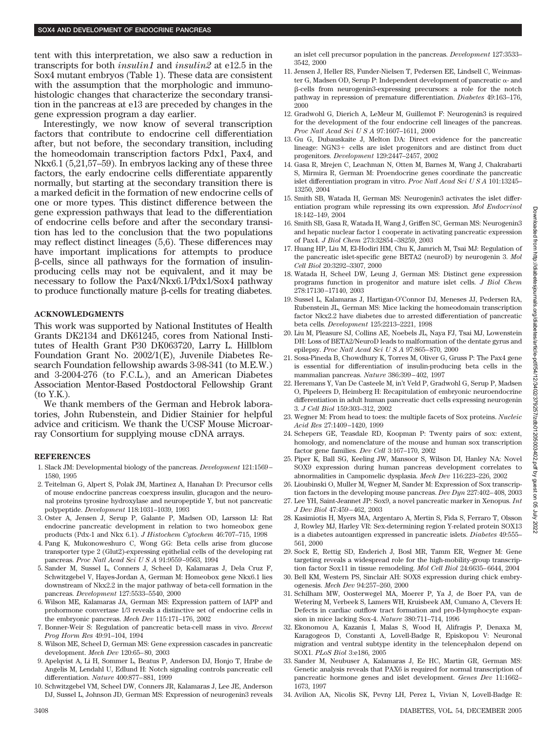tent with this interpretation, we also saw a reduction in transcripts for both *insulin1* and *insulin2* at e12.5 in the Sox4 mutant embryos (Table 1). These data are consistent with the assumption that the morphologic and immunohistologic changes that characterize the secondary transition in the pancreas at e13 are preceded by changes in the gene expression program a day earlier.

Interestingly, we now know of several transcription factors that contribute to endocrine cell differentiation after, but not before, the secondary transition, including the homeodomain transcription factors Pdx1, Pax4, and Nkx6.1 (5,21,57–59). In embryos lacking any of these three factors, the early endocrine cells differentiate apparently normally, but starting at the secondary transition there is a marked deficit in the formation of new endocrine cells of one or more types. This distinct difference between the gene expression pathways that lead to the differentiation of endocrine cells before and after the secondary transition has led to the conclusion that the two populations may reflect distinct lineages (5,6). These differences may have important implications for attempts to produce β-cells, since all pathways for the formation of insulin-producing cells may not be equivalent, and it may be necessary to follow the Pax4/Nkx6.1/Pdx1/Sox4 pathway to produce functionally mature β-cells for treating diabetes.

## ACKNOWLEDGMENTS

This work was supported by National Institutes of Health Grants DK2134 and DK61245, cores from National Institutes of Health Grant P30 DK063720, Larry L. Hillblom Foundation Grant No. 2002/1(E), Juvenile Diabetes Research Foundation fellowship awards 3-98-341 (to M.E.W.) and 3-2004-276 (to F.C.L.), and an American Diabetes Association Mentor-Based Postdoctoral Fellowship Grant (to Y.K.).

We thank members of the German and Hebrok laboratories, John Rubenstein, and Didier Stainier for helpful advice and criticism. We thank the UCSF Mouse Microarray Consortium for supplying mouse cDNA arrays.

## REFERENCES

1. Slack JM: Developmental biology of the pancreas. *Development* 121:1569–1580, 1995
2. Teitelman G, Alpert S, Polak JM, Martinez A, Hanahan D: Precursor cells of mouse endocrine pancreas coexpress insulin, glucagon and the neuronal proteins tyrosine hydroxylase and neuropeptide Y, but not pancreatic polypeptide. *Development* 118:1031–1039, 1993
3. Oster A, Jensen J, Serup P, Galante P, Madsen OD, Larsson LI: Rat endocrine pancreatic development in relation to two homeobox gene products (Pdx-1 and Nkx 6.1). *J Histochem Cytochem* 46:707–715, 1998
4. Pang K, Mukonoweshuro C, Wong GG: Beta cells arise from glucose transporter type 2 (Glut2)-expressing epithelial cells of the developing rat pancreas. *Proc Natl Acad Sci U S A* 91:9559–9563, 1994
5. Sander M, Sussel L, Conners J, Scheel D, Kalamaras J, Dela Cruz F, Schwitzgebel V, Hayes-Jordan A, German M: Homeobox gene Nkx6.1 lies downstream of Nkx2.2 in the major pathway of beta-cell formation in the pancreas. *Development* 127:5533–5540, 2000
6. Wilson ME, Kalamaras JA, German MS: Expression pattern of IAPP and prohormone convertase 1/3 reveals a distinctive set of endocrine cells in the embryonic pancreas. *Mech Dev* 115:171–176, 2002
7. Bonner-Weir S: Regulation of pancreatic beta-cell mass in vivo. *Recent Prog Horm Res* 49:91–104, 1994
8. Wilson ME, Scheel D, German MS: Gene expression cascades in pancreatic development. *Mech Dev* 120:65–80, 2003
9. Apelqvist A, Li H, Sommer L, Beatus P, Anderson DJ, Honjo T, Hrabe de Angelis M, Lendahl U, Edlund H: Notch signaling controls pancreatic cell differentiation. *Nature* 400:877–881, 1999
10. Schwitzgebel VM, Scheel DW, Conners JR, Kalamaras J, Lee JE, Anderson DJ, Sussel L, Johnson JD, German MS: Expression of neurogenin3 reveals an islet cell precursor population in the pancreas. *Development* 127:3533–3542, 2000
11. Jensen J, Heller RS, Funder-Nielsen T, Pedersen EE, Lindsell C, Weinmaster G, Madsen OD, Serup P: Independent development of pancreatic α- and β-cells from neurogenin3-expressing precursors: a role for the notch pathway in repression of premature differentiation. *Diabetes* 49:163–176, 2000
12. Gradwohl G, Dierich A, LeMeur M, Guillemot F: Neurogenin3 is required for the development of the four endocrine cell lineages of the pancreas. *Proc Natl Acad Sci U S A* 97:1607–1611, 2000
13. Gu G, Dubauskaite J, Melton DA: Direct evidence for the pancreatic lineage: NGN3+ cells are islet progenitors and are distinct from duct progenitors. *Development* 129:2447–2457, 2002
14. Gasa R, Mrejen C, Leachman N, Otten M, Barnes M, Wang J, Chakrabarti S, Mirmira R, German M: Proendocrine genes coordinate the pancreatic islet differentiation program in vitro. *Proc Natl Acad Sci U S A* 101:13245–13250, 2004
15. Smith SB, Watada H, German MS: Neurogenin3 activates the islet differentiation program while repressing its own expression. *Mol Endocrinol* 18:142–149, 2004
16. Smith SB, Gasa R, Watada H, Wang J, Griffen SC, German MS: Neurogenin3 and hepatic nuclear factor 1 cooperate in activating pancreatic expression of Pax4. *J Biol Chem* 273:38254–38259, 2003
17. Huang HP, Liu M, El-Hodiri HM, Chu K, Jamrich M, Tsai MJ: Regulation of the pancreatic islet-specific gene BETA2 (neuroD) by neurogenin 3. *Mol Cell Biol* 20:3292–3307, 2000
18. Watada H, Scheel DW, Leung J, German MS: Distinct gene expression programs function in progenitor and mature islet cells. *J Biol Chem* 278:17130–17140, 2003
19. Sussel L, Kalamaras J, Hartigan-O'Connor DJ, Meneses JJ, Pedersen RA, Rubenstein JL, German MS: Mice lacking the homeodomain transcription factor Nkx2.2 have diabetes due to arrested differentiation of pancreatic beta cells. *Development* 125:2213–2221, 1998
20. Liu M, Pleasure SJ, Collins AE, Noebels JL, Naya FJ, Tsai MJ, Lowenstein DH: Loss of BETA2/NeuroD leads to malformation of the dentate gyrus and epilepsy. *Proc Natl Acad Sci U S A* 97:865–870, 2000
21. Sosa-Pineda B, Chowdhury K, Torres M, Oliver G, Gruss P: The Pax4 gene is essential for differentiation of insulin-producing beta cells in the mammalian pancreas. *Nature* 386:399–402, 1997
22. Heremans Y, Van De Casteele M, in't Veld P, Gradwohl G, Serup P, Madsen O, Pipeleers D, Heimberg H: Recapitulation of embryonic neuroendocrine differentiation in adult human pancreatic duct cells expressing neurogenin 3. *J Cell Biol* 159:303–312, 2002
23. Wegner M: From head to toes: the multiple facets of Sox proteins. *Nucleic Acid Res* 27:1409–1420, 1999
24. Schepers GE, Teasdale RD, Koopman P: Twenty pairs of sox: extent, homology, and nomenclature of the mouse and human sox transcription factor gene families. *Dev Cell* 3:167–170, 2002
25. Piper K, Ball SG, Keeling JW, Mansoor S, Wilson DI, Hanley NA: Novel SOX9 expression during human pancreas development correlates to abnormalities in Campomelic dysplasia. *Mech Dev* 116:223–226, 2002
26. Lioubinski O, Muller M, Wegner M, Sander M: Expression of Sox transcription factors in the developing mouse pancreas. *Dev Dyn* 227:402–408, 2003
27. Lee YH, Saint-Jeannet JP: Sox9, a novel pancreatic marker in Xenopus. *Int J Dev Biol* 47:459–462, 2003
28. Kasimiotis H, Myers MA, Argentaro A, Mertin S, Fida S, Ferraro T, Olsson J, Rowley MJ, Harley VR: Sex-determining region Y-related protein SOX13 is a diabetes autoantigen expressed in pancreatic islets. *Diabetes* 49:555–561, 2000
29. Sock E, Rettig SD, Enderich J, Bosl MR, Tamm ER, Wegner M: Gene targeting reveals a widespread role for the high-mobility-group transcription factor Sox11 in tissue remodeling. *Mol Cell Biol* 24:6635–6644, 2004
30. Bell KM, Western PS, Sinclair AH: SOX8 expression during chick embryogenesis. *Mech Dev* 94:257–260, 2000
31. Schilham MW, Oosterwegel MA, Moerer P, Ya J, de Boer PA, van de Wetering M, Verbeek S, Lamers WH, Kruisbeek AM, Cumano A, Clevers H: Defects in cardiac outflow tract formation and pro-B-lymphocyte expansion in mice lacking Sox-4. *Nature* 380:711–714, 1996
32. Ekonomou A, Kazanis I, Malas S, Wood H, Alifragis P, Denaxa M, Karagogeos D, Constanti A, Lovell-Badge R, Episkopou V: Neuronal migration and ventral subtype identity in the telencephalon depend on SOX1. *PLoS Biol* 3:e186, 2005
33. Sander M, Neubuser A, Kalamaras J, Ee HC, Martin GR, German MS: Genetic analysis reveals that PAX6 is required for normal transcription of pancreatic hormone genes and islet development. *Genes Dev* 11:1662–1673, 1997
34. Avilion AA, Nicolis SK, Pevny LH, Perez L, Vivian N, Lovell-Badge R: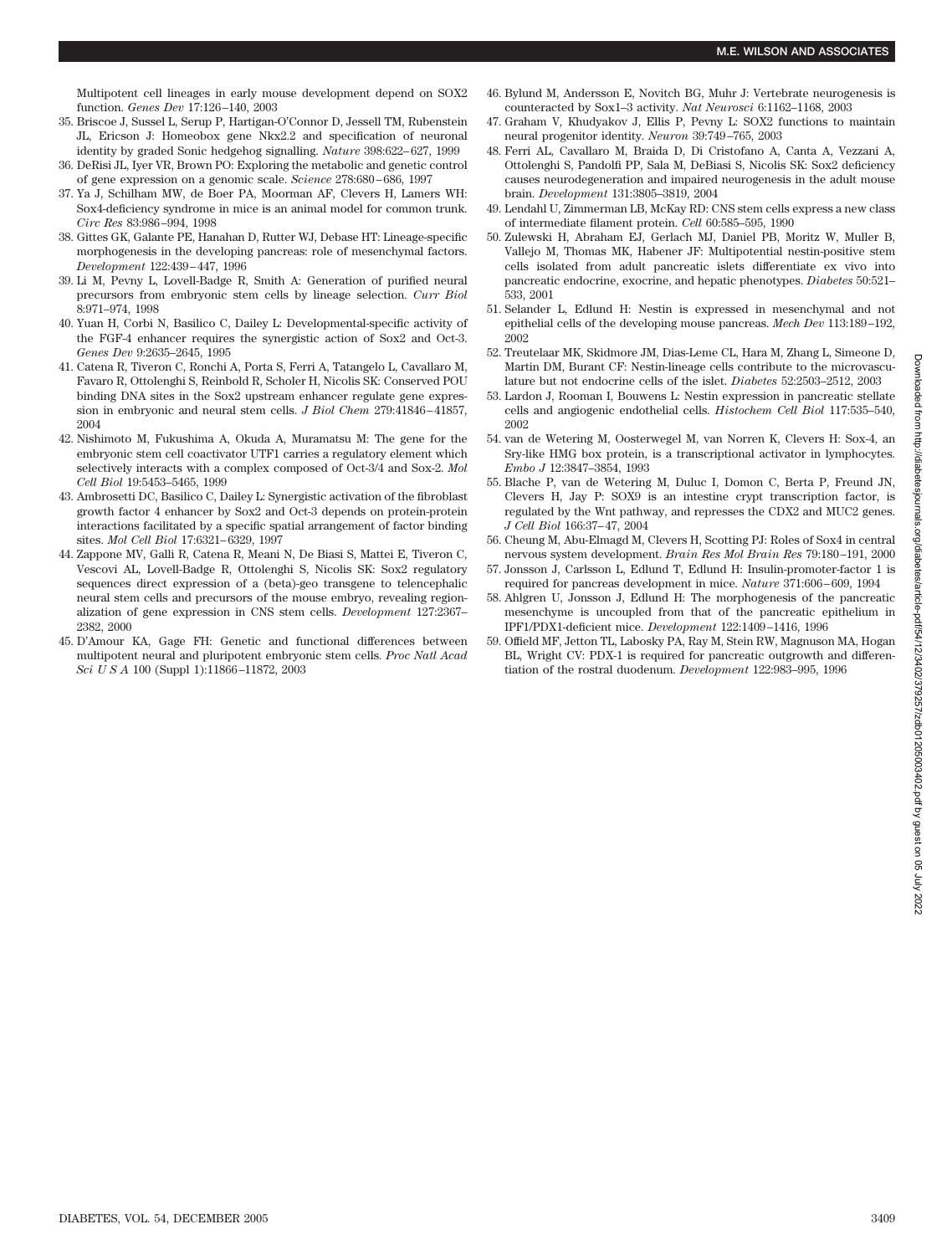Multipotent cell lineages in early mouse development depend on SOX2 function. *Genes Dev* 17:126–140, 2003

35. Briscoe J, Sussel L, Serup P, Hartigan-O'Connor D, Jessell TM, Rubenstein JL, Ericson J: Homeobox gene Nkx2.2 and specification of neuronal identity by graded Sonic hedgehog signalling. *Nature* 398:622–627, 1999
36. DeRisi JL, Iyer VR, Brown PO: Exploring the metabolic and genetic control of gene expression on a genomic scale. *Science* 278:680–686, 1997
37. Ya J, Schilham MW, de Boer PA, Moorman AF, Clevers H, Lamers WH: Sox4-deficiency syndrome in mice is an animal model for common trunk. *Circ Res* 83:986–994, 1998
38. Gittes GK, Galante PE, Hanahan D, Rutter WJ, Debase HT: Lineage-specific morphogenesis in the developing pancreas: role of mesenchymal factors. *Development* 122:439–447, 1996
39. Li M, Pevny L, Lovell-Badge R, Smith A: Generation of purified neural precursors from embryonic stem cells by lineage selection. *Curr Biol* 8:971–974, 1998
40. Yuan H, Corbi N, Basilico C, Dailey L: Developmental-specific activity of the FGF-4 enhancer requires the synergistic action of Sox2 and Oct-3. *Genes Dev* 9:2635–2645, 1995
41. Catena R, Tiveron C, Ronchi A, Porta S, Ferri A, Tatangelo L, Cavallaro M, Favaro R, Ottolenghi S, Reinbold R, Scholer H, Nicolis SK: Conserved POU binding DNA sites in the Sox2 upstream enhancer regulate gene expression in embryonic and neural stem cells. *J Biol Chem* 279:41846–41857, 2004
42. Nishimoto M, Fukushima A, Okuda A, Muramatsu M: The gene for the embryonic stem cell coactivator UTF1 carries a regulatory element which selectively interacts with a complex composed of Oct-3/4 and Sox-2. *Mol Cell Biol* 19:5453–5465, 1999
43. Ambrosetti DC, Basilico C, Dailey L: Synergistic activation of the fibroblast growth factor 4 enhancer by Sox2 and Oct-3 depends on protein-protein interactions facilitated by a specific spatial arrangement of factor binding sites. *Mol Cell Biol* 17:6321–6329, 1997
44. Zappone MV, Galli R, Catena R, Meani N, De Biasi S, Mattei E, Tiveron C, Vescovi AL, Lovell-Badge R, Ottolenghi S, Nicolis SK: Sox2 regulatory sequences direct expression of a (beta)-geo transgene to telencephalic neural stem cells and precursors of the mouse embryo, revealing regionalization of gene expression in CNS stem cells. *Development* 127:2367–2382, 2000
45. D'Amour KA, Gage FH: Genetic and functional differences between multipotent neural and pluripotent embryonic stem cells. *Proc Natl Acad Sci U S A* 100 (Suppl 1):11866–11872, 2003
46. Bylund M, Andersson E, Novitch BG, Muhr J: Vertebrate neurogenesis is counteracted by Sox1–3 activity. *Nat Neurosci* 6:1162–1168, 2003
47. Graham V, Khudyakov J, Ellis P, Pevny L: SOX2 functions to maintain neural progenitor identity. *Neuron* 39:749–765, 2003
48. Ferri AL, Cavallaro M, Braida D, Di Cristofano A, Canta A, Vezzani A, Ottolenghi S, Pandolfi PP, Sala M, DeBiasi S, Nicolis SK: Sox2 deficiency causes neurodegeneration and impaired neurogenesis in the adult mouse brain. *Development* 131:3805–3819, 2004
49. Lendahl U, Zimmerman LB, McKay RD: CNS stem cells express a new class of intermediate filament protein. *Cell* 60:585–595, 1990
50. Zulewski H, Abraham EJ, Gerlach MJ, Daniel PB, Moritz W, Muller B, Vallejo M, Thomas MK, Habener JF: Multipotential nestin-positive stem cells isolated from adult pancreatic islets differentiate ex vivo into pancreatic endocrine, exocrine, and hepatic phenotypes. *Diabetes* 50:521–533, 2001
51. Selander L, Edlund H: Nestin is expressed in mesenchymal and not epithelial cells of the developing mouse pancreas. *Mech Dev* 113:189–192, 2002
52. Treutelaar MK, Skidmore JM, Dias-Leme CL, Hara M, Zhang L, Simeone D, Martin DM, Burant CF: Nestin-lineage cells contribute to the microvasculature but not endocrine cells of the islet. *Diabetes* 52:2503–2512, 2003
53. Lardon J, Rooman I, Bouwens L: Nestin expression in pancreatic stellate cells and angiogenic endothelial cells. *Histochem Cell Biol* 117:535–540, 2002
54. van de Wetering M, Oosterwegel M, van Norren K, Clevers H: Sox-4, an Sry-like HMG box protein, is a transcriptional activator in lymphocytes. *Embo J* 12:3847–3854, 1993
55. Blache P, van de Wetering M, Duluc I, Domon C, Berta P, Freund JN, Clevers H, Jay P: SOX9 is an intestine crypt transcription factor, is regulated by the Wnt pathway, and represses the CDX2 and MUC2 genes. *J Cell Biol* 166:37–47, 2004
56. Cheung M, Abu-Elmagd M, Clevers H, Scotting PJ: Roles of Sox4 in central nervous system development. *Brain Res Mol Brain Res* 79:180–191, 2000
57. Jonsson J, Carlsson L, Edlund T, Edlund H: Insulin-promoter-factor 1 is required for pancreas development in mice. *Nature* 371:606–609, 1994
58. Ahlgren U, Jonsson J, Edlund H: The morphogenesis of the pancreatic mesenchyme is uncoupled from that of the pancreatic epithelium in IPF1/PDX1-deficient mice. *Development* 122:1409–1416, 1996
59. Offield MF, Jetton TL, Labosky PA, Ray M, Stein RW, Magnuson MA, Hogan BL, Wright CV: PDX-1 is required for pancreatic outgrowth and differentiation of the rostral duodenum. *Development* 122:983–995, 1996